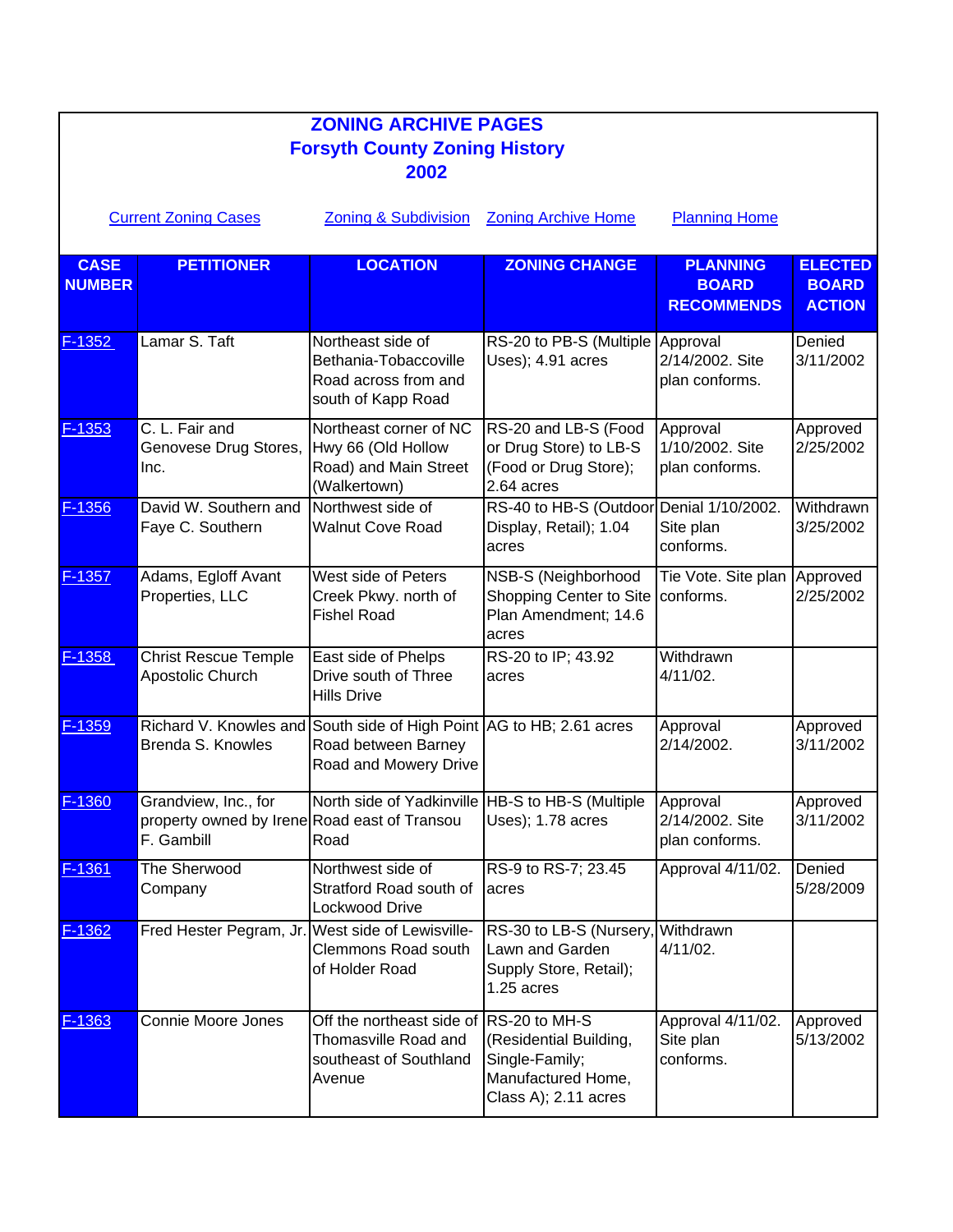# ZONING ARCHIVE PAGES
## Forsyth County Zoning History
## 2002

Current Zoning Cases | Zoning & Subdivision | Zoning Archive Home | Planning Home

| CASE NUMBER | PETITIONER | LOCATION | ZONING CHANGE | PLANNING BOARD RECOMMENDS | ELECTED BOARD ACTION |
|---|---|---|---|---|---|
| F-1352 | Lamar S. Taft | Northeast side of Bethania-Tobaccoville Road across from and south of Kapp Road | RS-20 to PB-S (Multiple Uses); 4.91 acres | Approval 2/14/2002. Site plan conforms. | Denied 3/11/2002 |
| F-1353 | C. L. Fair and Genovese Drug Stores, Inc. | Northeast corner of NC Hwy 66 (Old Hollow Road) and Main Street (Walkertown) | RS-20 and LB-S (Food or Drug Store) to LB-S (Food or Drug Store); 2.64 acres | Approval 1/10/2002. Site plan conforms. | Approved 2/25/2002 |
| F-1356 | David W. Southern and Faye C. Southern | Northwest side of Walnut Cove Road | RS-40 to HB-S (Outdoor Display, Retail); 1.04 acres | Denial 1/10/2002. Site plan conforms. | Withdrawn 3/25/2002 |
| F-1357 | Adams, Egloff Avant Properties, LLC | West side of Peters Creek Pkwy. north of Fishel Road | NSB-S (Neighborhood Shopping Center to Site Plan Amendment; 14.6 acres | Tie Vote. Site plan conforms. | Approved 2/25/2002 |
| F-1358 | Christ Rescue Temple Apostolic Church | East side of Phelps Drive south of Three Hills Drive | RS-20 to IP; 43.92 acres | Withdrawn 4/11/02. | |
| F-1359 | Richard V. Knowles and Brenda S. Knowles | South side of High Point Road between Barney Road and Mowery Drive | AG to HB; 2.61 acres | Approval 2/14/2002. | Approved 3/11/2002 |
| F-1360 | Grandview, Inc., for property owned by Irene F. Gambill | North side of Yadkinville Road east of Transou Road | HB-S to HB-S (Multiple Uses); 1.78 acres | Approval 2/14/2002. Site plan conforms. | Approved 3/11/2002 |
| F-1361 | The Sherwood Company | Northwest side of Stratford Road south of Lockwood Drive | RS-9 to RS-7; 23.45 acres | Approval 4/11/02. | Denied 5/28/2009 |
| F-1362 | Fred Hester Pegram, Jr. | West side of Lewisville-Clemmons Road south of Holder Road | RS-30 to LB-S (Nursery, Lawn and Garden Supply Store, Retail); 1.25 acres | Withdrawn 4/11/02. | |
| F-1363 | Connie Moore Jones | Off the northeast side of Thomasville Road and southeast of Southland Avenue | RS-20 to MH-S (Residential Building, Single-Family; Manufactured Home, Class A); 2.11 acres | Approval 4/11/02. Site plan conforms. | Approved 5/13/2002 |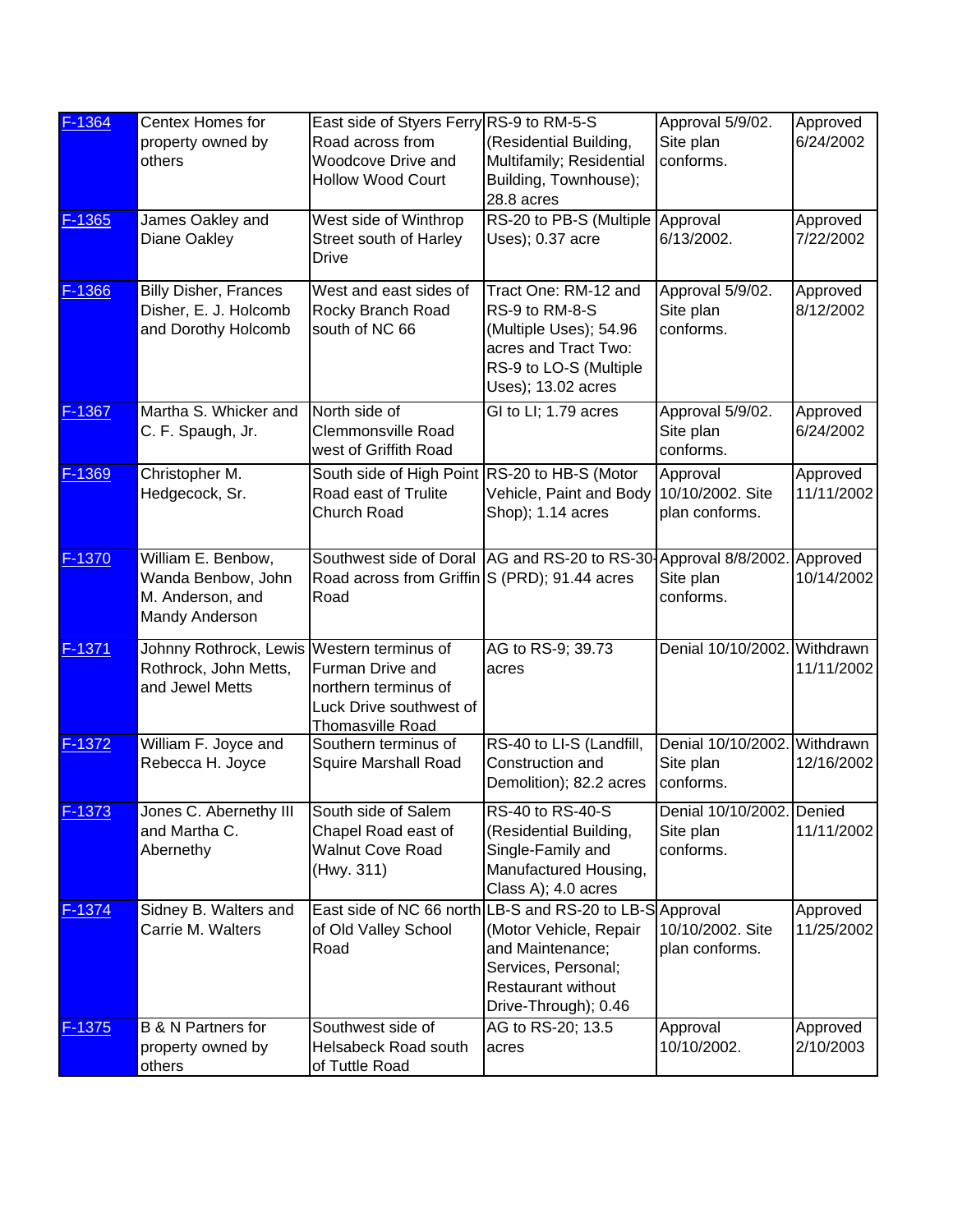| F-1364 | Centex Homes for property owned by others | East side of Styers Ferry Road across from Woodcove Drive and Hollow Wood Court | RS-9 to RM-5-S (Residential Building, Multifamily; Residential Building, Townhouse); 28.8 acres | Approval 5/9/02. Site plan conforms. | Approved 6/24/2002 |
|---|---|---|---|---|---|
| F-1365 | James Oakley and Diane Oakley | West side of Winthrop Street south of Harley Drive | RS-20 to PB-S (Multiple Uses); 0.37 acre | Approval 6/13/2002. | Approved 7/22/2002 |
| F-1366 | Billy Disher, Frances Disher, E. J. Holcomb and Dorothy Holcomb | West and east sides of Rocky Branch Road south of NC 66 | Tract One: RM-12 and RS-9 to RM-8-S (Multiple Uses); 54.96 acres and Tract Two: RS-9 to LO-S (Multiple Uses); 13.02 acres | Approval 5/9/02. Site plan conforms. | Approved 8/12/2002 |
| F-1367 | Martha S. Whicker and C. F. Spaugh, Jr. | North side of Clemmonsville Road west of Griffith Road | GI to LI; 1.79 acres | Approval 5/9/02. Site plan conforms. | Approved 6/24/2002 |
| F-1369 | Christopher M. Hedgecock, Sr. | South side of High Point Road east of Trulite Church Road | RS-20 to HB-S (Motor Vehicle, Paint and Body Shop); 1.14 acres | Approval 10/10/2002. Site plan conforms. | Approved 11/11/2002 |
| F-1370 | William E. Benbow, Wanda Benbow, John M. Anderson, and Mandy Anderson | Southwest side of Doral Road across from Griffin Road | AG and RS-20 to RS-30-S (PRD); 91.44 acres | Approval 8/8/2002. Site plan conforms. | Approved 10/14/2002 |
| F-1371 | Johnny Rothrock, Lewis Rothrock, John Metts, and Jewel Metts | Western terminus of Furman Drive and northern terminus of Luck Drive southwest of Thomasville Road | AG to RS-9; 39.73 acres | Denial 10/10/2002. | Withdrawn 11/11/2002 |
| F-1372 | William F. Joyce and Rebecca H. Joyce | Southern terminus of Squire Marshall Road | RS-40 to LI-S (Landfill, Construction and Demolition); 82.2 acres | Denial 10/10/2002. Site plan conforms. | Withdrawn 12/16/2002 |
| F-1373 | Jones C. Abernethy III and Martha C. Abernethy | South side of Salem Chapel Road east of Walnut Cove Road (Hwy. 311) | RS-40 to RS-40-S (Residential Building, Single-Family and Manufactured Housing, Class A); 4.0 acres | Denial 10/10/2002. Site plan conforms. | Denied 11/11/2002 |
| F-1374 | Sidney B. Walters and Carrie M. Walters | East side of NC 66 north of Old Valley School Road | LB-S and RS-20 to LB-S (Motor Vehicle, Repair and Maintenance; Services, Personal; Restaurant without Drive-Through); 0.46 | Approval 10/10/2002. Site plan conforms. | Approved 11/25/2002 |
| F-1375 | B & N Partners for property owned by others | Southwest side of Helsabeck Road south of Tuttle Road | AG to RS-20; 13.5 acres | Approval 10/10/2002. | Approved 2/10/2003 |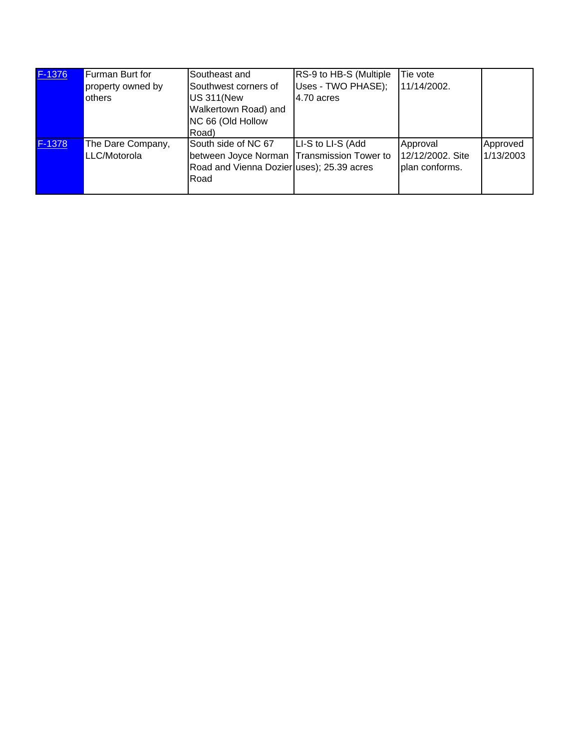| | | | | | |
|---|---|---|---|---|---|
| F-1376 | Furman Burt for property owned by others | Southeast and Southwest corners of US 311(New Walkertown Road) and NC 66 (Old Hollow Road) | RS-9 to HB-S (Multiple Uses - TWO PHASE); 4.70 acres | Tie vote 11/14/2002. | |
| F-1378 | The Dare Company, LLC/Motorola | South side of NC 67 between Joyce Norman Road and Vienna Dozier Road | LI-S to LI-S (Add Transmission Tower to uses); 25.39 acres | Approval 12/12/2002. Site plan conforms. | Approved 1/13/2003 |